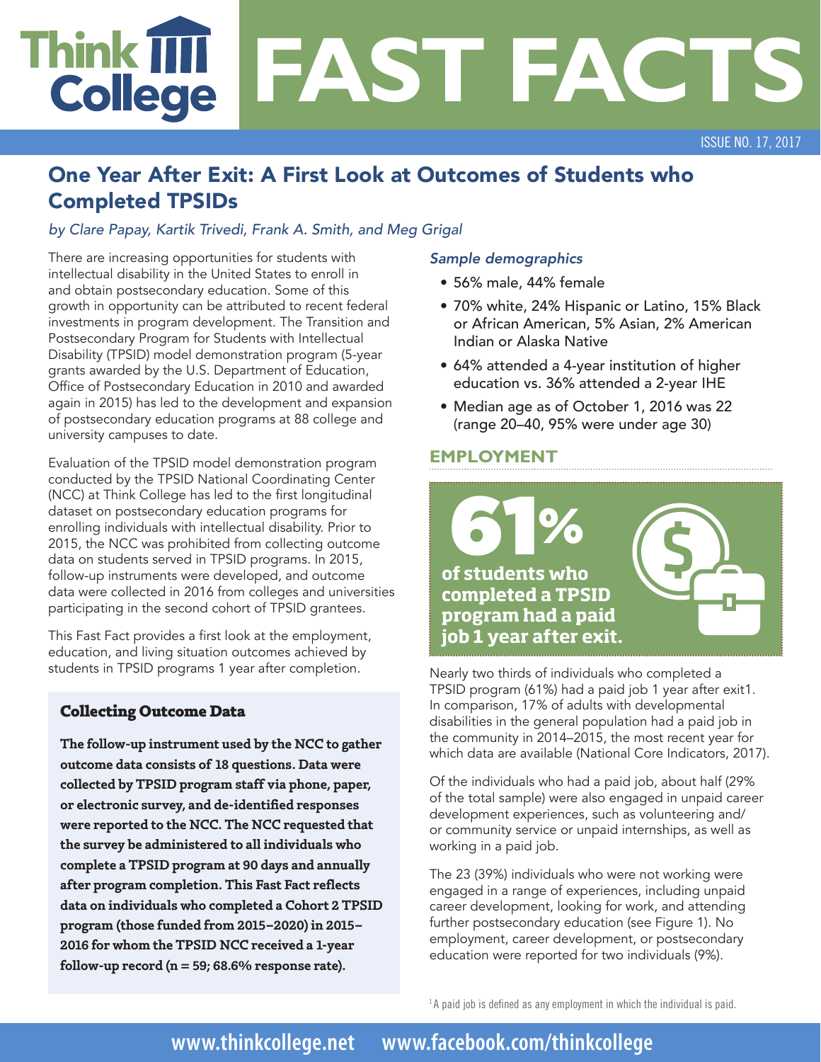# Think College FAST FACTS

ISSUE NO. 17, 2017

## One Year After Exit: A First Look at Outcomes of Students who Completed TPSIDs

*by Clare Papay, Kartik Trivedi, Frank A. Smith, and Meg Grigal*

There are increasing opportunities for students with intellectual disability in the United States to enroll in and obtain postsecondary education. Some of this growth in opportunity can be attributed to recent federal investments in program development. The Transition and Postsecondary Program for Students with Intellectual Disability (TPSID) model demonstration program (5-year grants awarded by the U.S. Department of Education, Office of Postsecondary Education in 2010 and awarded again in 2015) has led to the development and expansion of postsecondary education programs at 88 college and university campuses to date.

Evaluation of the TPSID model demonstration program conducted by the TPSID National Coordinating Center (NCC) at Think College has led to the first longitudinal dataset on postsecondary education programs for enrolling individuals with intellectual disability. Prior to 2015, the NCC was prohibited from collecting outcome data on students served in TPSID programs. In 2015, follow-up instruments were developed, and outcome data were collected in 2016 from colleges and universities participating in the second cohort of TPSID grantees.

This Fast Fact provides a first look at the employment, education, and living situation outcomes achieved by students in TPSID programs 1 year after completion.

### Collecting Outcome Data

**The follow-up instrument used by the NCC to gather outcome data consists of 18 questions. Data were collected by TPSID program staff via phone, paper, or electronic survey, and de-identified responses were reported to the NCC. The NCC requested that the survey be administered to all individuals who complete a TPSID program at 90 days and annually after program completion. This Fast Fact reflects data on individuals who completed a Cohort 2 TPSID program (those funded from 2015–2020) in 2015–2016 for whom the TPSID NCC received a 1-year follow-up record (n = 59; 68.6% response rate).**

### *Sample demographics*

- 56% male, 44% female
- 70% white, 24% Hispanic or Latino, 15% Black or African American, 5% Asian, 2% American Indian or Alaska Native
- 64% attended a 4-year institution of higher education vs. 36% attended a 2-year IHE
- Median age as of October 1, 2016 was 22 (range 20–40, 95% were under age 30)

### EMPLOYMENT

**61%**

**of students who completed a TPSID program had a paid job 1 year after exit.**

Nearly two thirds of individuals who completed a TPSID program (61%) had a paid job 1 year after exit1. In comparison, 17% of adults with developmental disabilities in the general population had a paid job in the community in 2014–2015, the most recent year for which data are available (National Core Indicators, 2017).

Of the individuals who had a paid job, about half (29% of the total sample) were also engaged in unpaid career development experiences, such as volunteering and/or community service or unpaid internships, as well as working in a paid job.

The 23 (39%) individuals who were not working were engaged in a range of experiences, including unpaid career development, looking for work, and attending further postsecondary education (see Figure 1). No employment, career development, or postsecondary education were reported for two individuals (9%).

[1] A paid job is defined as any employment in which the individual is paid.

www.thinkcollege.net www.facebook.com/thinkcollege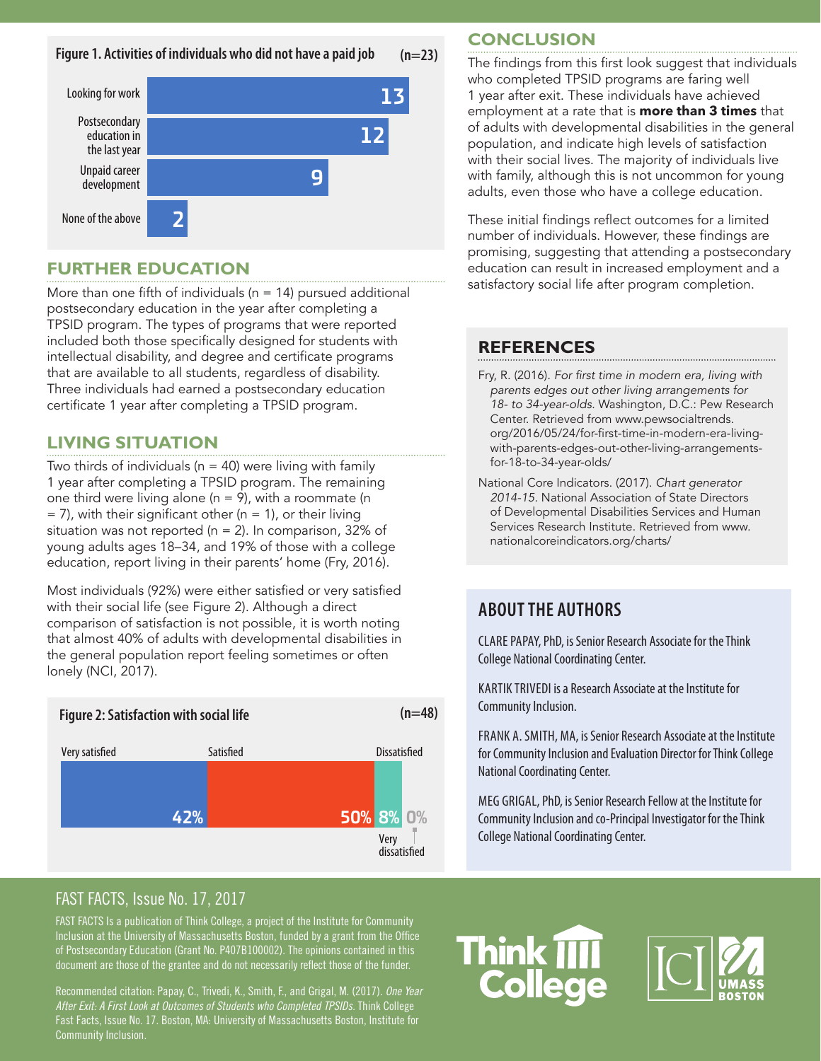**Figure 1. Activities of individuals who did not have a paid job** (n=23)

Looking for work 13

Postsecondary education in the last year 12

Unpaid career development 9

None of the above 2

## FURTHER EDUCATION

More than one fifth of individuals (n = 14) pursued additional postsecondary education in the year after completing a TPSID program. The types of programs that were reported included both those specifically designed for students with intellectual disability, and degree and certificate programs that are available to all students, regardless of disability. Three individuals had earned a postsecondary education certificate 1 year after completing a TPSID program.

## LIVING SITUATION

Two thirds of individuals (n = 40) were living with family 1 year after completing a TPSID program. The remaining one third were living alone (n = 9), with a roommate (n = 7), with their significant other (n = 1), or their living situation was not reported (n = 2). In comparison, 32% of young adults ages 18–34, and 19% of those with a college education, report living in their parents' home (Fry, 2016).

Most individuals (92%) were either satisfied or very satisfied with their social life (see Figure 2). Although a direct comparison of satisfaction is not possible, it is worth noting that almost 40% of adults with developmental disabilities in the general population report feeling sometimes or often lonely (NCI, 2017).

**Figure 2: Satisfaction with social life** (n=48)

Very satisfied 42%

Satisfied 50%

Dissatisfied 8%

Very dissatisfied 0%

## CONCLUSION

The findings from this first look suggest that individuals who completed TPSID programs are faring well 1 year after exit. These individuals have achieved employment at a rate that is **more than 3 times** that of adults with developmental disabilities in the general population, and indicate high levels of satisfaction with their social lives. The majority of individuals live with family, although this is not uncommon for young adults, even those who have a college education.

These initial findings reflect outcomes for a limited number of individuals. However, these findings are promising, suggesting that attending a postsecondary education can result in increased employment and a satisfactory social life after program completion.

## REFERENCES

Fry, R. (2016). *For first time in modern era, living with parents edges out other living arrangements for 18- to 34-year-olds.* Washington, D.C.: Pew Research Center. Retrieved from www.pewsocialtrends.org/2016/05/24/for-first-time-in-modern-era-living-with-parents-edges-out-other-living-arrangements-for-18-to-34-year-olds/

National Core Indicators. (2017). *Chart generator 2014-15.* National Association of State Directors of Developmental Disabilities Services and Human Services Research Institute. Retrieved from www.nationalcoreindicators.org/charts/

## ABOUT THE AUTHORS

CLARE PAPAY, PhD, is Senior Research Associate for the Think College National Coordinating Center.

KARTIK TRIVEDI is a Research Associate at the Institute for Community Inclusion.

FRANK A. SMITH, MA, is Senior Research Associate at the Institute for Community Inclusion and Evaluation Director for Think College National Coordinating Center.

MEG GRIGAL, PhD, is Senior Research Fellow at the Institute for Community Inclusion and co-Principal Investigator for the Think College National Coordinating Center.

## FAST FACTS, Issue No. 17, 2017

FAST FACTS Is a publication of Think College, a project of the Institute for Community Inclusion at the University of Massachusetts Boston, funded by a grant from the Office of Postsecondary Education (Grant No. P407B100002). The opinions contained in this document are those of the grantee and do not necessarily reflect those of the funder.

Recommended citation: Papay, C., Trivedi, K., Smith, F., and Grigal, M. (2017). *One Year After Exit: A First Look at Outcomes of Students who Completed TPSIDs.* Think College Fast Facts, Issue No. 17. Boston, MA: University of Massachusetts Boston, Institute for Community Inclusion.

Think College

ICI UMASS BOSTON